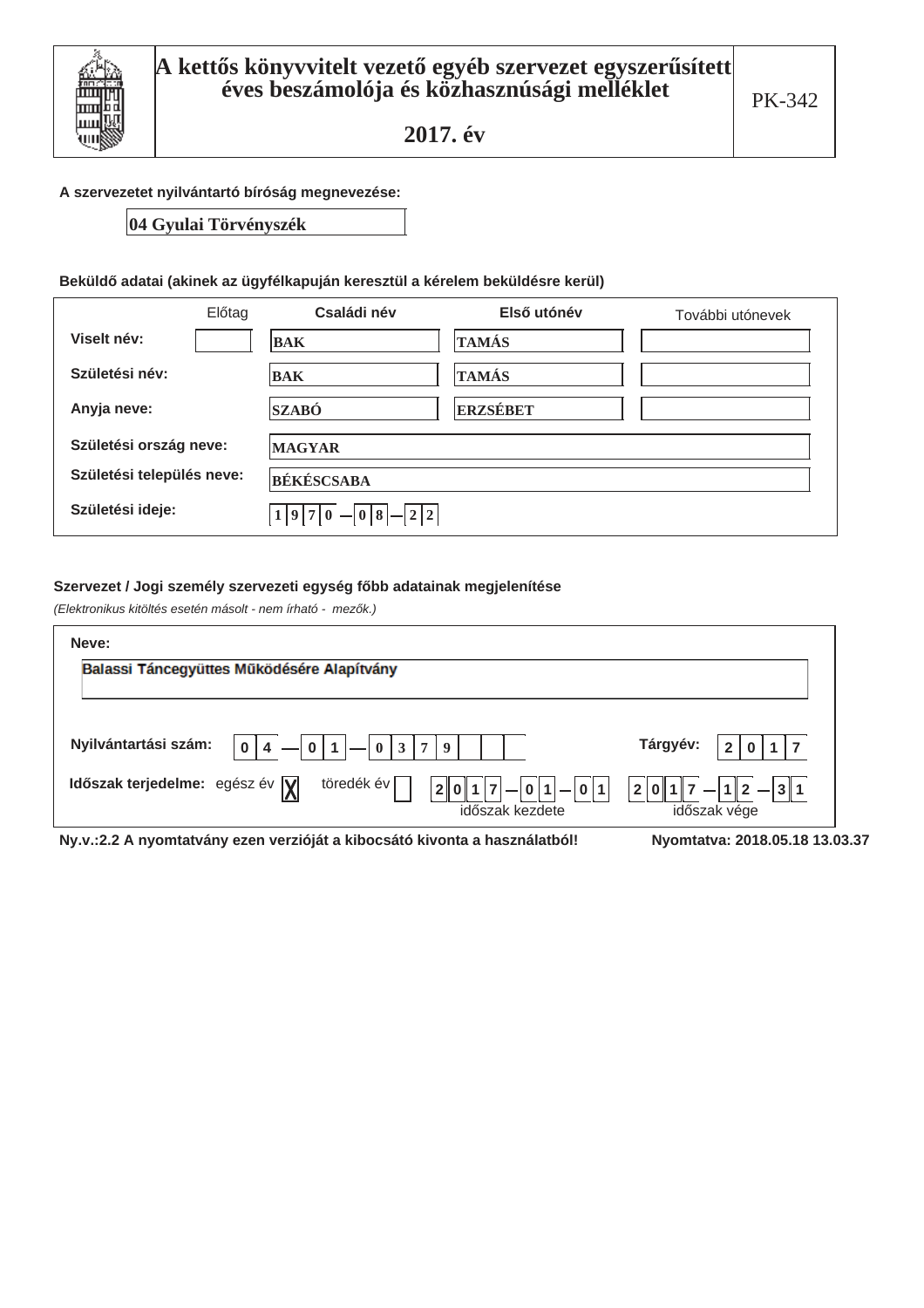# A kettős könyvvitelt vezető egyéb szervezet egyszerűsített éves beszámolója és közhasznúsági melléklet

## 2017. év

PK-342

**A szervezetet nyilvántartó bíróság megnevezése:**

04 Gyulai Törvényszék

**Beküldő adatai (akinek az ügyfélkapuján keresztül a kérelem beküldésre kerül)**

| | Előtag | Családi név | Első utónév | További utónevek |
|---|---|---|---|---|
| Viselt név: | | BAK | TAMÁS | |
| Születési név: | | BAK | TAMÁS | |
| Anyja neve: | | SZABÓ | ERZSÉBET | |

Születési ország neve: MAGYAR

Születési település neve: BÉKÉSCSABA

Születési ideje: 1970 — 08 — 22

**Szervezet / Jogi személy szervezeti egység főbb adatainak megjelenítése**

*(Elektronikus kitöltés esetén másolt - nem írható - mezők.)*

**Neve:**

Balassi Táncegyüttes Működésére Alapítvány

**Nyilvántartási szám:** 04 — 01 — 0379

**Tárgyév:** 2017

**Időszak terjedelme:** egész év [X] töredék év [ ]

2017 — 01 — 01 (időszak kezdete) 2017 — 12 — 31 (időszak vége)

**Ny.v.:2.2 A nyomtatvány ezen verzióját a kibocsátó kivonta a használatból!**

**Nyomtatva: 2018.05.18 13.03.37**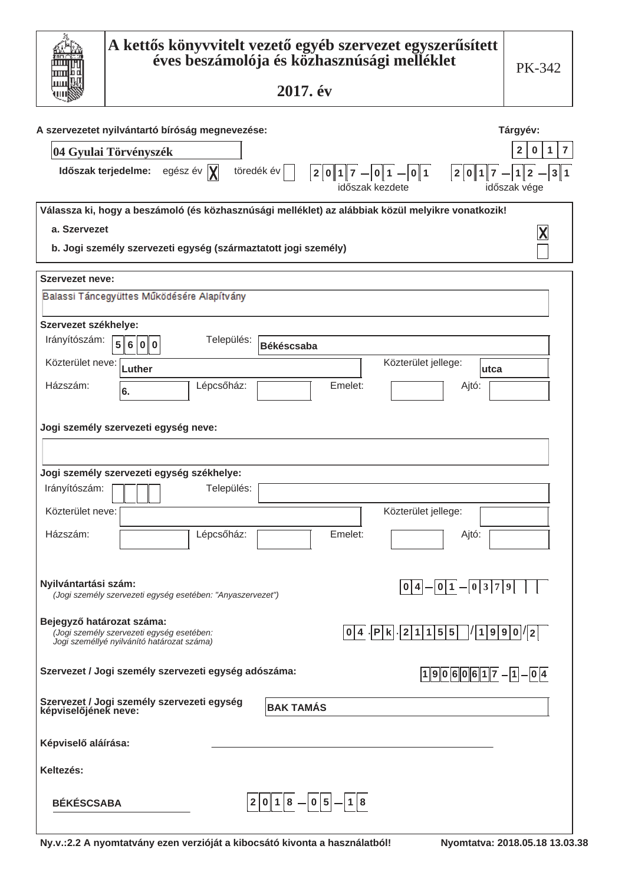# A kettős könyvvitelt vezető egyéb szervezet egyszerűsített éves beszámolója és közhasznúsági melléklet

**2017. év**

PK-342

**A szervezetet nyilvántartó bíróság megnevezése:** 04 Gyulai Törvényszék

**Tárgyév:** 2017

**Időszak terjedelme:** egész év [X] töredék év [ ]

Időszak kezdete: 2017-01-01 — Időszak vége: 2017-12-31

**Válassza ki, hogy a beszámoló (és közhasznúsági melléklet) az alábbiak közül melyikre vonatkozik!**

- a. Szervezet [X]
- b. Jogi személy szervezeti egység (származtatott jogi személy) [ ]

**Szervezet neve:**

Balassi Táncegyüttes Működésére Alapítvány

**Szervezet székhelye:**

| Irányítószám: | 5600 | Település: | Békéscsaba |
|---|---|---|---|
| Közterület neve: | Luther | Közterület jellege: | utca |
| Házszám: | 6. | Lépcsőház: | |
| Emelet: | | Ajtó: | |

**Jogi személy szervezeti egység neve:**

**Jogi személy szervezeti egység székhelye:**

| Irányítószám: | | Település: | |
|---|---|---|---|
| Közterület neve: | | Közterület jellege: | |
| Házszám: | | Lépcsőház: | |
| Emelet: | | Ajtó: | |

**Nyilvántartási szám:** 04-01-0379
*(Jogi személy szervezeti egység esetében: "Anyaszervezet")*

**Bejegyző határozat száma:** 04.Pk.21155/1990/2
*(Jogi személy szervezeti egység esetében: Jogi személlyé nyilvánító határozat száma)*

**Szervezet / Jogi személy szervezeti egység adószáma:** 19060617-1-04

**Szervezet / Jogi személy szervezeti egység képviselőjének neve:** BAK TAMÁS

**Képviselő aláírása:** ____________________

**Keltezés:**

BÉKÉSCSABA 2018-05-18

Ny.v.:2.2 A nyomtatvány ezen verzióját a kibocsátó kivonta a használatból! Nyomtatva: 2018.05.18 13.03.38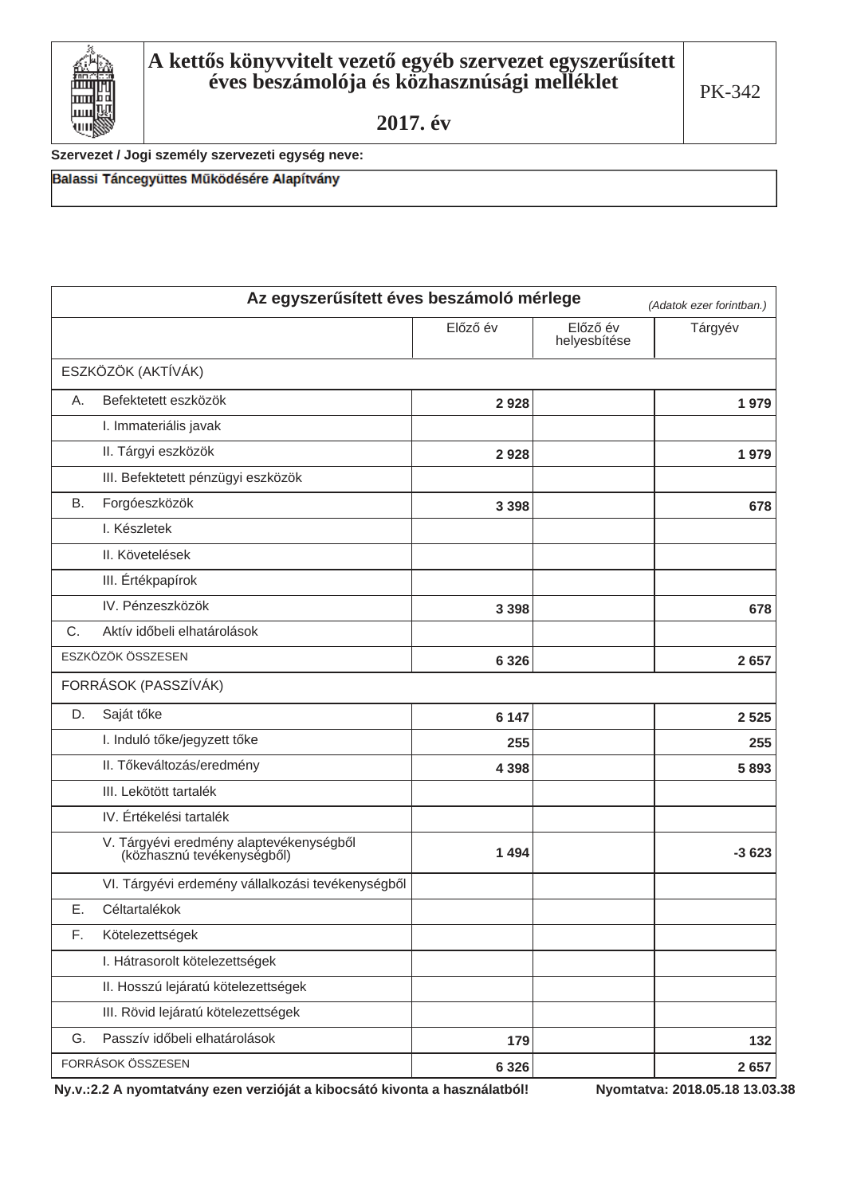# A kettős könyvvitelt vezető egyéb szervezet egyszerűsített éves beszámolója és közhasznúsági melléklet

## 2017. év

PK-342

**Szervezet / Jogi személy szervezeti egység neve:**

**Balassi Táncegyüttes Működésére Alapítvány**

## Az egyszerűsített éves beszámoló mérlege

*(Adatok ezer forintban.)*

| | | Előző év | Előző év helyesbítése | Tárgyév |
|---|---|---|---|---|
| ESZKÖZÖK (AKTÍVÁK) | | | | |
| A. | Befektetett eszközök | 2 928 | | 1 979 |
| | I. Immateriális javak | | | |
| | II. Tárgyi eszközök | 2 928 | | 1 979 |
| | III. Befektetett pénzügyi eszközök | | | |
| B. | Forgóeszközök | 3 398 | | 678 |
| | I. Készletek | | | |
| | II. Követelések | | | |
| | III. Értékpapírok | | | |
| | IV. Pénzeszközök | 3 398 | | 678 |
| C. | Aktív időbeli elhatárolások | | | |
| ESZKÖZÖK ÖSSZESEN | | 6 326 | | 2 657 |
| FORRÁSOK (PASSZÍVÁK) | | | | |
| D. | Saját tőke | 6 147 | | 2 525 |
| | I. Induló tőke/jegyzett tőke | 255 | | 255 |
| | II. Tőkeváltozás/eredmény | 4 398 | | 5 893 |
| | III. Lekötött tartalék | | | |
| | IV. Értékelési tartalék | | | |
| | V. Tárgyévi eredmény alaptevékenységből (közhasznú tevékenységből) | 1 494 | | -3 623 |
| | VI. Tárgyévi erdemény vállalkozási tevékenységből | | | |
| E. | Céltartalékok | | | |
| F. | Kötelezettségek | | | |
| | I. Hátrasorolt kötelezettségek | | | |
| | II. Hosszú lejáratú kötelezettségek | | | |
| | III. Rövid lejáratú kötelezettségek | | | |
| G. | Passzív időbeli elhatárolások | 179 | | 132 |
| FORRÁSOK ÖSSZESEN | | 6 326 | | 2 657 |

**Ny.v.:2.2 A nyomtatvány ezen verzióját a kibocsátó kivonta a használatból!** **Nyomtatva: 2018.05.18 13.03.38**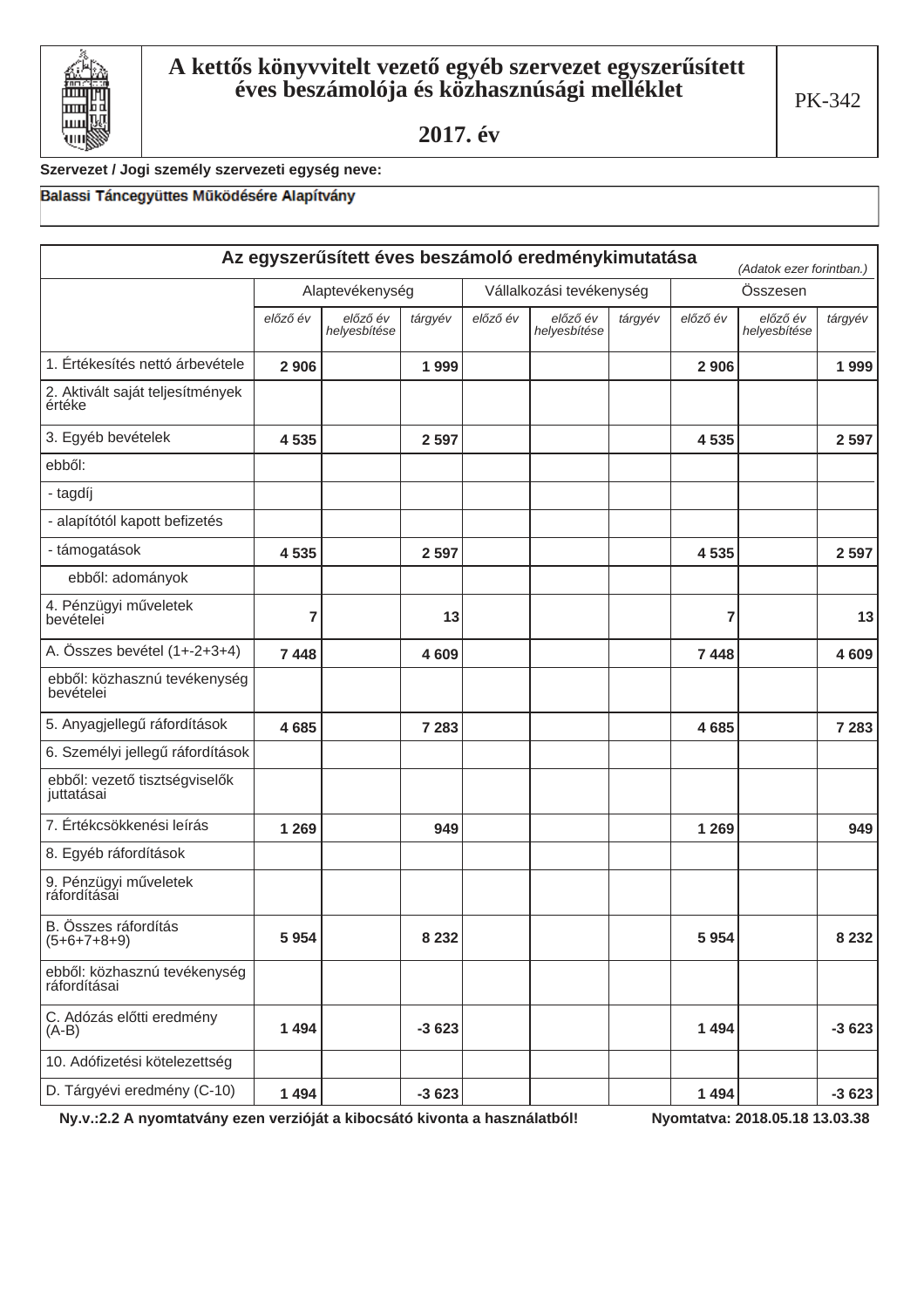# A kettős könyvvitelt vezető egyéb szervezet egyszerűsített éves beszámolója és közhasznúsági melléklet

## 2017. év

PK-342

**Szervezet / Jogi személy szervezeti egység neve:**

Balassi Táncegyüttes Működésére Alapítvány

## Az egyszerűsített éves beszámoló eredménykimutatása

*(Adatok ezer forintban.)*

| | Alaptevékenység | | | Vállalkozási tevékenység | | | Összesen | | |
|---|---|---|---|---|---|---|---|---|---|
| | *előző év* | *előző év helyesbítése* | *tárgyév* | *előző év* | *előző év helyesbítése* | *tárgyév* | *előző év* | *előző év helyesbítése* | *tárgyév* |
| 1. Értékesítés nettó árbevétele | 2 906 | | 1 999 | | | | 2 906 | | 1 999 |
| 2. Aktivált saját teljesítmények értéke | | | | | | | | | |
| 3. Egyéb bevételek | 4 535 | | 2 597 | | | | 4 535 | | 2 597 |
| ebből: | | | | | | | | | |
| - tagdíj | | | | | | | | | |
| - alapítótól kapott befizetés | | | | | | | | | |
| - támogatások | 4 535 | | 2 597 | | | | 4 535 | | 2 597 |
| ebből: adományok | | | | | | | | | |
| 4. Pénzügyi műveletek bevételei | 7 | | 13 | | | | 7 | | 13 |
| A. Összes bevétel (1+-2+3+4) | 7 448 | | 4 609 | | | | 7 448 | | 4 609 |
| ebből: közhasznú tevékenység bevételei | | | | | | | | | |
| 5. Anyagjellegű ráfordítások | 4 685 | | 7 283 | | | | 4 685 | | 7 283 |
| 6. Személyi jellegű ráfordítások | | | | | | | | | |
| ebből: vezető tisztségviselők juttatásai | | | | | | | | | |
| 7. Értékcsökkenési leírás | 1 269 | | 949 | | | | 1 269 | | 949 |
| 8. Egyéb ráfordítások | | | | | | | | | |
| 9. Pénzügyi műveletek ráfordításai | | | | | | | | | |
| B. Összes ráfordítás (5+6+7+8+9) | 5 954 | | 8 232 | | | | 5 954 | | 8 232 |
| ebből: közhasznú tevékenység ráfordításai | | | | | | | | | |
| C. Adózás előtti eredmény (A-B) | 1 494 | | -3 623 | | | | 1 494 | | -3 623 |
| 10. Adófizetési kötelezettség | | | | | | | | | |
| D. Tárgyévi eredmény (C-10) | 1 494 | | -3 623 | | | | 1 494 | | -3 623 |

**Ny.v.:2.2 A nyomtatvány ezen verzióját a kibocsátó kivonta a használatból!** **Nyomtatva: 2018.05.18 13.03.38**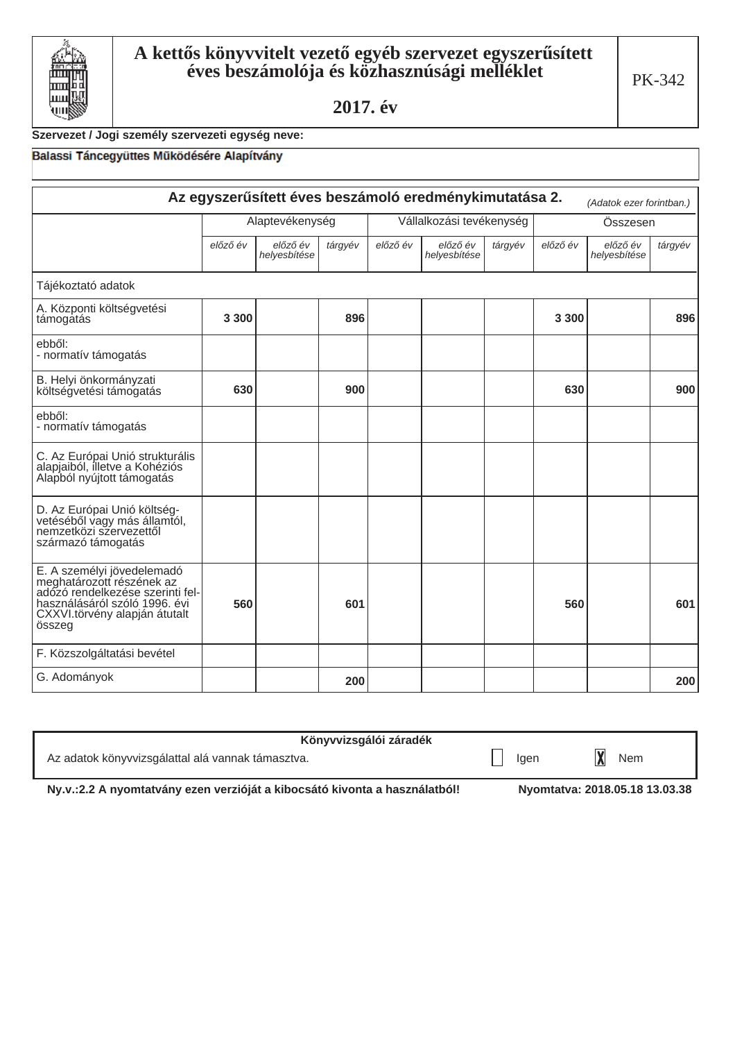# A kettős könyvvitelt vezető egyéb szervezet egyszerűsített éves beszámolója és közhasznúsági melléklet

## 2017. év

PK-342

**Szervezet / Jogi személy szervezeti egység neve:**

Balassi Táncegyüttes Működésére Alapítvány

### Az egyszerűsített éves beszámoló eredménykimutatása 2.

*(Adatok ezer forintban.)*

| | Alaptevékenység | | | Vállalkozási tevékenység | | | Összesen | | |
|---|---|---|---|---|---|---|---|---|---|
| | *előző év* | *előző év helyesbítése* | *tárgyév* | *előző év* | *előző év helyesbítése* | *tárgyév* | *előző év* | *előző év helyesbítése* | *tárgyév* |
| Tájékoztató adatok | | | | | | | | | |
| A. Központi költségvetési támogatás | **3 300** | | **896** | | | | **3 300** | | **896** |
| ebből: - normatív támogatás | | | | | | | | | |
| B. Helyi önkormányzati költségvetési támogatás | **630** | | **900** | | | | **630** | | **900** |
| ebből: - normatív támogatás | | | | | | | | | |
| C. Az Európai Unió strukturális alapjaiból, illetve a Kohéziós Alapból nyújtott támogatás | | | | | | | | | |
| D. Az Európai Unió költségvetéséből vagy más államtól, nemzetközi szervezettől származó támogatás | | | | | | | | | |
| E. A személyi jövedelemadó meghatározott részének az adózó rendelkezése szerinti felhasználásáról szóló 1996. évi CXXVI.törvény alapján átutalt összeg | **560** | | **601** | | | | **560** | | **601** |
| F. Közszolgáltatási bevétel | | | | | | | | | |
| G. Adományok | | | **200** | | | | | | **200** |

**Könyvvizsgálói záradék**

Az adatok könyvvizsgálattal alá vannak támasztva. ☐ Igen ☒ Nem

**Ny.v.:2.2 A nyomtatvány ezen verzióját a kibocsátó kivonta a használatból!** **Nyomtatva: 2018.05.18 13.03.38**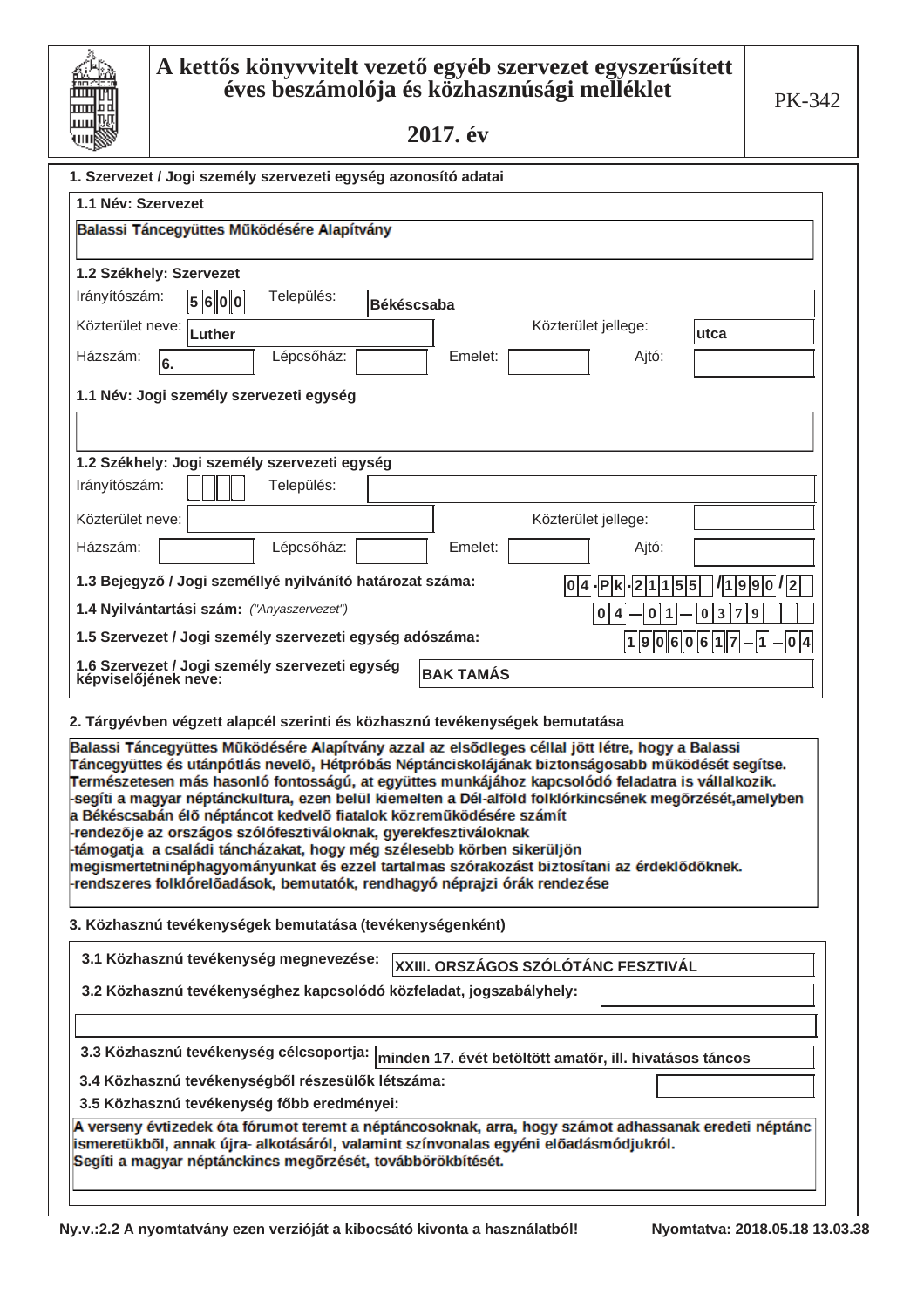# A kettős könyvvitelt vezető egyéb szervezet egyszerűsített éves beszámolója és közhasznúsági melléklet

## 2017. év

PK-342

### 1. Szervezet / Jogi személy szervezeti egység azonosító adatai

**1.1 Név: Szervezet**

Balassi Táncegyüttes Működésére Alapítvány

**1.2 Székhely: Szervezet**

Irányítószám: 5600 Település: Békéscsaba

Közterület neve: Luther Közterület jellege: utca

Házszám: 6. Lépcsőház: Emelet: Ajtó:

**1.1 Név: Jogi személy szervezeti egység**

**1.2 Székhely: Jogi személy szervezeti egység**

Irányítószám: Település:

Közterület neve: Közterület jellege:

Házszám: Lépcsőház: Emelet: Ajtó:

**1.3 Bejegyző / Jogi személlyé nyilvánító határozat száma:** 04-Pk-21155/1990/2

**1.4 Nyilvántartási szám:** *("Anyaszervezet")* 04-01-0379

**1.5 Szervezet / Jogi személy szervezeti egység adószáma:** 19060617-1-04

**1.6 Szervezet / Jogi személy szervezeti egység képviselőjének neve:** BAK TAMÁS

### 2. Tárgyévben végzett alapcél szerinti és közhasznú tevékenységek bemutatása

Balassi Táncegyüttes Működésére Alapítvány azzal az elsődleges céllal jött létre, hogy a Balassi Táncegyüttes és utánpótlás nevelõ, Hétpróbás Néptánciskolájának biztonságosabb mûködését segítse. Természetesen más hasonló fontosságú, at együttes munkájához kapcsolódó feladatra is vállalkozik.
-segíti a magyar néptánckultura, ezen belül kiemelten a Dél-alföld folklórkincsének megõrzését,amelyben a Békéscsabán élõ néptáncot kedvelõ fiatalok közremûködésére számít
-rendezõje az országos szólófesztiváloknak, gyerekfesztiváloknak
-támogatja a családi táncházakat, hogy még szélesebb körben sikerüljön megismertetninéphagyományunkat és ezzel tartalmas szórakozást biztosítani az érdeklõdõknek.
-rendszeres folklórelõadások, bemutatók, rendhagyó néprajzi órák rendezése

### 3. Közhasznú tevékenységek bemutatása (tevékenységenként)

**3.1 Közhasznú tevékenység megnevezése:** XXIII. ORSZÁGOS SZÓLÓTÁNC FESZTIVÁL

**3.2 Közhasznú tevékenységhez kapcsolódó közfeladat, jogszabályhely:**

**3.3 Közhasznú tevékenység célcsoportja:** minden 17. évét betöltött amatőr, ill. hivatásos táncos

**3.4 Közhasznú tevékenységből részesülők létszáma:**

**3.5 Közhasznú tevékenység főbb eredményei:**

A verseny évtizedek óta fórumot teremt a néptáncosoknak, arra, hogy számot adhassanak eredeti néptánc ismeretükbõl, annak újra- alkotásáról, valamint színvonalas egyéni elõadásmódjukról.
Segíti a magyar néptánckincs megõrzését, továbbörökbítését.

Ny.v.:2.2 A nyomtatvány ezen verzióját a kibocsátó kivonta a használatból! Nyomtatva: 2018.05.18 13.03.38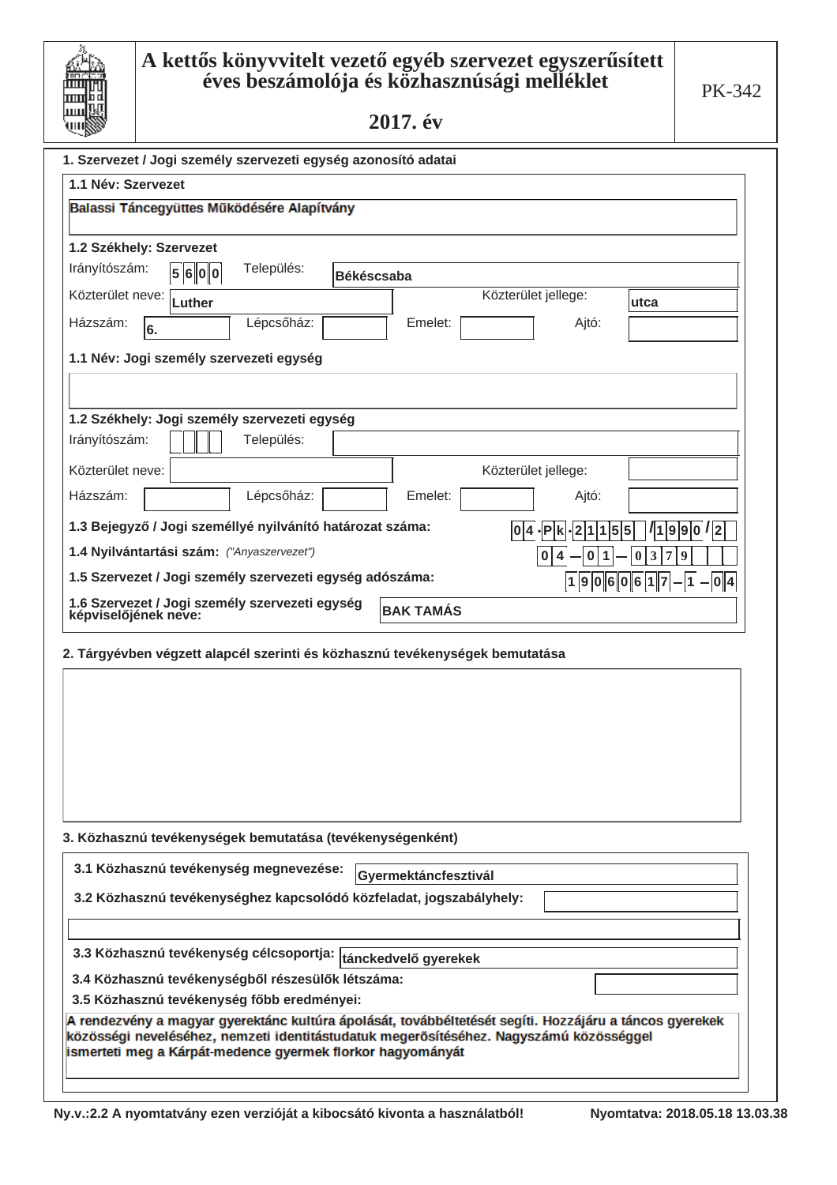# A kettős könyvvitelt vezető egyéb szervezet egyszerűsített éves beszámolója és közhasznúsági melléklet

## 2017. év

PK-342

### 1. Szervezet / Jogi személy szervezeti egység azonosító adatai

**1.1 Név: Szervezet**

Balassi Táncegyüttes Működésére Alapítvány

**1.2 Székhely: Szervezet**

Irányítószám: 5600 Település: Békéscsaba

Közterület neve: Luther Közterület jellege: utca

Házszám: 6. Lépcsőház: Emelet: Ajtó:

**1.1 Név: Jogi személy szervezeti egység**

**1.2 Székhely: Jogi személy szervezeti egység**

Irányítószám: Település:

Közterület neve: Közterület jellege:

Házszám: Lépcsőház: Emelet: Ajtó:

**1.3 Bejegyző / Jogi személlyé nyilvánító határozat száma:** 04·Pk·21155/1990/2

**1.4 Nyilvántartási szám:** *("Anyaszervezet")* 04–01–0379

**1.5 Szervezet / Jogi személy szervezeti egység adószáma:** 19060617–1–04

**1.6 Szervezet / Jogi személy szervezeti egység képviselőjének neve:** BAK TAMÁS

### 2. Tárgyévben végzett alapcél szerinti és közhasznú tevékenységek bemutatása

### 3. Közhasznú tevékenységek bemutatása (tevékenységenként)

**3.1 Közhasznú tevékenység megnevezése:** Gyermektáncfesztivál

**3.2 Közhasznú tevékenységhez kapcsolódó közfeladat, jogszabályhely:**

**3.3 Közhasznú tevékenység célcsoportja:** tánckedvelő gyerekek

**3.4 Közhasznú tevékenységből részesülők létszáma:**

**3.5 Közhasznú tevékenység főbb eredményei:**

A rendezvény a magyar gyerektánc kultúra ápolását, továbbéltetését segíti. Hozzájáru a táncos gyerekek közösségi neveléséhez, nemzeti identitástudatuk megerősítéséhez. Nagyszámú közösséggel ismerteti meg a Kárpát-medence gyermek florkor hagyományát

Ny.v.:2.2 A nyomtatvány ezen verzióját a kibocsátó kivonta a használatból! Nyomtatva: 2018.05.18 13.03.38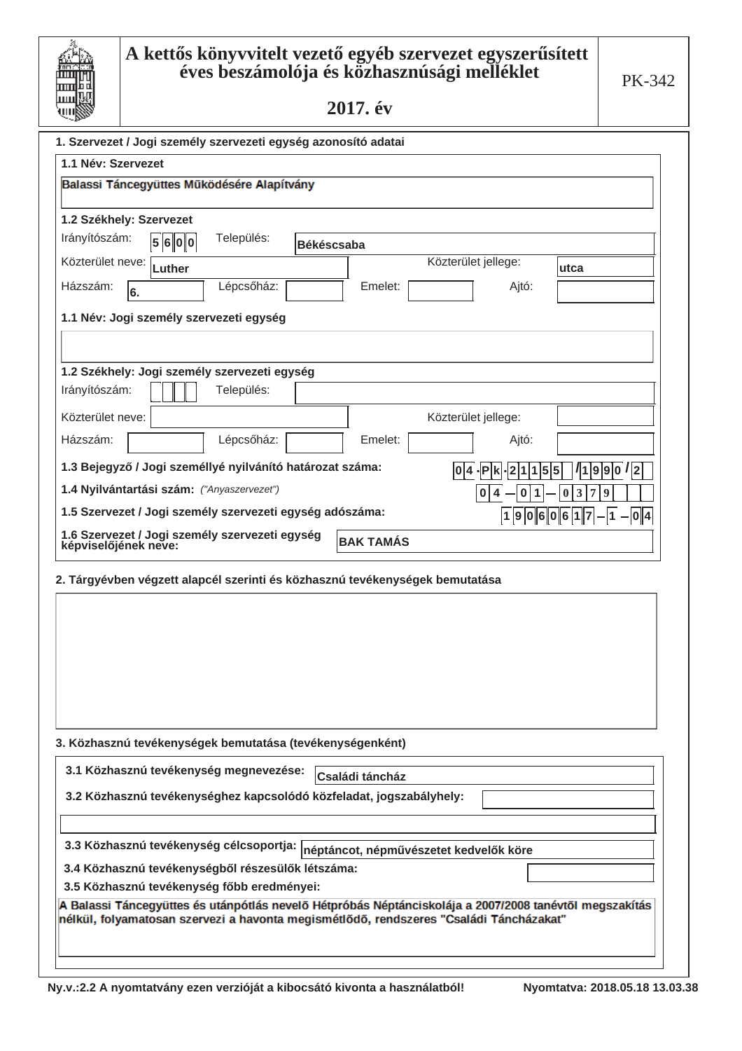# A kettős könyvvitelt vezető egyéb szervezet egyszerűsített éves beszámolója és közhasznúsági melléklet

## 2017. év

PK-342

### 1. Szervezet / Jogi személy szervezeti egység azonosító adatai

**1.1 Név: Szervezet**

Balassi Táncegyüttes Működésére Alapítvány

**1.2 Székhely: Szervezet**

Irányítószám: 5600 Település: Békéscsaba

Közterület neve: Luther Közterület jellege: utca

Házszám: 6. Lépcsőház: Emelet: Ajtó:

**1.1 Név: Jogi személy szervezeti egység**

**1.2 Székhely: Jogi személy szervezeti egység**

Irányítószám: Település:

Közterület neve: Közterület jellege:

Házszám: Lépcsőház: Emelet: Ajtó:

**1.3 Bejegyző / Jogi személlyé nyilvánító határozat száma:** 04·Pk·21155/1990/2

**1.4 Nyilvántartási szám:** *("Anyaszervezet")* 04–01–0379

**1.5 Szervezet / Jogi személy szervezeti egység adószáma:** 19060617–1–04

**1.6 Szervezet / Jogi személy szervezeti egység képviselőjének neve:** BAK TAMÁS

### 2. Tárgyévben végzett alapcél szerinti és közhasznú tevékenységek bemutatása

### 3. Közhasznú tevékenységek bemutatása (tevékenységenként)

**3.1 Közhasznú tevékenység megnevezése:** Családi táncház

**3.2 Közhasznú tevékenységhez kapcsolódó közfeladat, jogszabályhely:**

**3.3 Közhasznú tevékenység célcsoportja:** néptáncot, népművészetet kedvelők köre

**3.4 Közhasznú tevékenységből részesülők létszáma:**

**3.5 Közhasznú tevékenység főbb eredményei:**

A Balassi Táncegyüttes és utánpótlás nevelő Hétpróbás Néptánciskolája a 2007/2008 tanévtõl megszakítás nélkül, folyamatosan szervezi a havonta megismétlődõ, rendszeres "Családi Táncházakat"

Ny.v.:2.2 A nyomtatvány ezen verzióját a kibocsátó kivonta a használatból!

Nyomtatva: 2018.05.18 13.03.38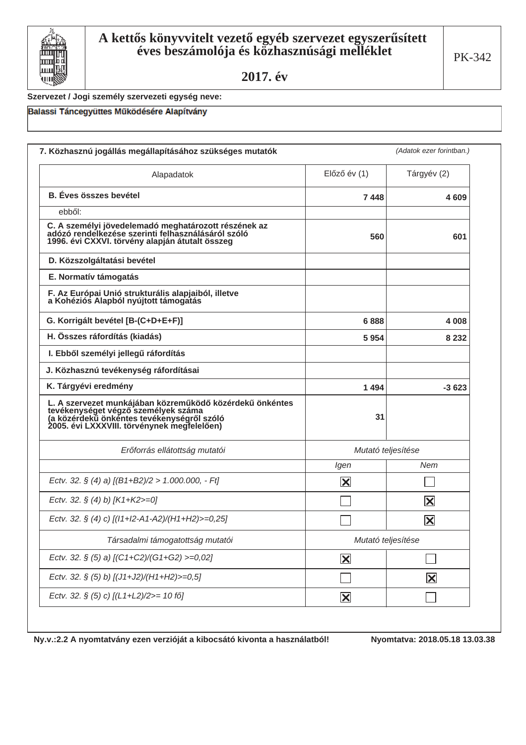# A kettős könyvvitelt vezető egyéb szervezet egyszerűsített éves beszámolója és közhasznúsági melléklet

PK-342

## 2017. év

**Szervezet / Jogi személy szervezeti egység neve:**

Balassi Táncegyüttes Működésére Alapítvány

### 7. Közhasznú jogállás megállapításához szükséges mutatók

*(Adatok ezer forintban.)*

| Alapadatok | Előző év (1) | Tárgyév (2) |
|---|---|---|
| **B. Éves összes bevétel** | **7 448** | **4 609** |
| ebből: | | |
| **C. A személyi jövedelemadó meghatározott részének az adózó rendelkezése szerinti felhasználásáról szóló 1996. évi CXXVI. törvény alapján átutalt összeg** | **560** | **601** |
| **D. Közszolgáltatási bevétel** | | |
| **E. Normatív támogatás** | | |
| **F. Az Európai Unió strukturális alapjaiból, illetve a Kohéziós Alapból nyújtott támogatás** | | |
| **G. Korrigált bevétel [B-(C+D+E+F)]** | **6 888** | **4 008** |
| **H. Összes ráfordítás (kiadás)** | **5 954** | **8 232** |
| **I. Ebből személyi jellegű ráfordítás** | | |
| **J. Közhasznú tevékenység ráfordításai** | | |
| **K. Tárgyévi eredmény** | **1 494** | **-3 623** |
| **L. A szervezet munkájában közreműködő közérdekű önkéntes tevékenységet végző személyek száma (a közérdekű önkéntes tevékenységről szóló 2005. évi LXXXVIII. törvénynek megfelelően)** | **31** | |

| *Erőforrás ellátottság mutatói* | *Mutató teljesítése* | |
|---|---|---|
| | *Igen* | *Nem* |
| *Ectv. 32. § (4) a) [(B1+B2)/2 > 1.000.000, - Ft]* | ☒ | ☐ |
| *Ectv. 32. § (4) b) [K1+K2>=0]* | ☐ | ☒ |
| *Ectv. 32. § (4) c) [(I1+I2-A1-A2)/(H1+H2)>=0,25]* | ☐ | ☒ |
| *Társadalmi támogatottság mutatói* | *Mutató teljesítése* | |
| *Ectv. 32. § (5) a) [(C1+C2)/(G1+G2) >=0,02]* | ☒ | ☐ |
| *Ectv. 32. § (5) b) [(J1+J2)/(H1+H2)>=0,5]* | ☐ | ☒ |
| *Ectv. 32. § (5) c) [(L1+L2)/2>= 10 fő]* | ☒ | ☐ |

**Ny.v.:2.2 A nyomtatvány ezen verzióját a kibocsátó kivonta a használatból!** **Nyomtatva: 2018.05.18 13.03.38**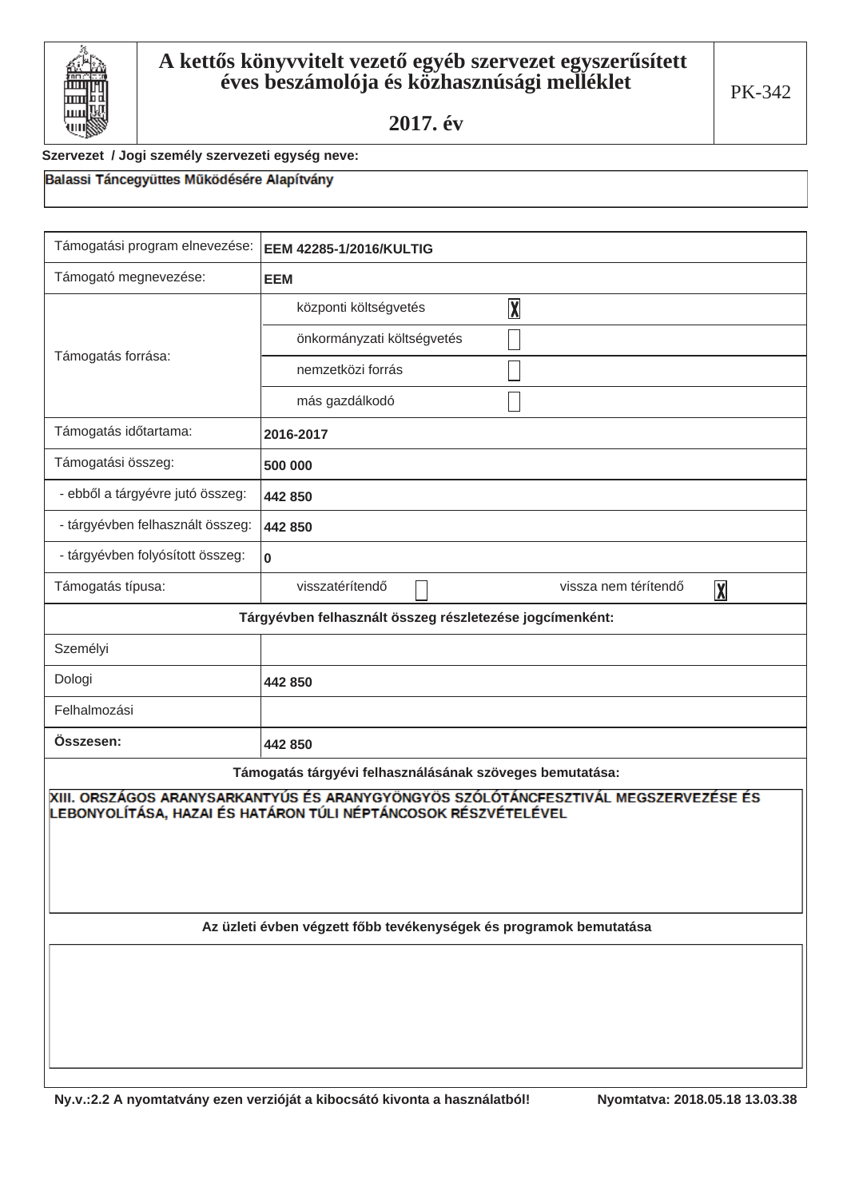# A kettős könyvvitelt vezető egyéb szervezet egyszerűsített éves beszámolója és közhasznúsági melléklet

## 2017. év

PK-342

**Szervezet / Jogi személy szervezeti egység neve:**

Balassi Táncegyüttes Működésére Alapítvány

| Támogatási program elnevezése: | EEM 42285-1/2016/KULTIG | | |
|---|---|---|---|
| Támogató megnevezése: | EEM | | |
| Támogatás forrása: | központi költségvetés | X | |
| | önkormányzati költségvetés | | |
| | nemzetközi forrás | | |
| | más gazdálkodó | | |
| Támogatás időtartama: | 2016-2017 | | |
| Támogatási összeg: | 500 000 | | |
| - ebből a tárgyévre jutó összeg: | 442 850 | | |
| - tárgyévben felhasznált összeg: | 442 850 | | |
| - tárgyévben folyósított összeg: | 0 | | |
| Támogatás típusa: | visszatérítendő ☐ | vissza nem térítendő | X |

**Tárgyévben felhasznált összeg részletezése jogcímenként:**

| | |
|---|---|
| Személyi | |
| Dologi | 442 850 |
| Felhalmozási | |
| **Összesen:** | 442 850 |

**Támogatás tárgyévi felhasználásának szöveges bemutatása:**

XIII. ORSZÁGOS ARANYSARKANTYÚS ÉS ARANYGYÖNGYÖS SZÓLÓTÁNCFESZTIVÁL MEGSZERVEZÉSE ÉS LEBONYOLÍTÁSA, HAZAI ÉS HATÁRON TÚLI NÉPTÁNCOSOK RÉSZVÉTELÉVEL

**Az üzleti évben végzett főbb tevékenységek és programok bemutatása**

Ny.v.:2.2 A nyomtatvány ezen verzióját a kibocsátó kivonta a használatból! Nyomtatva: 2018.05.18 13.03.38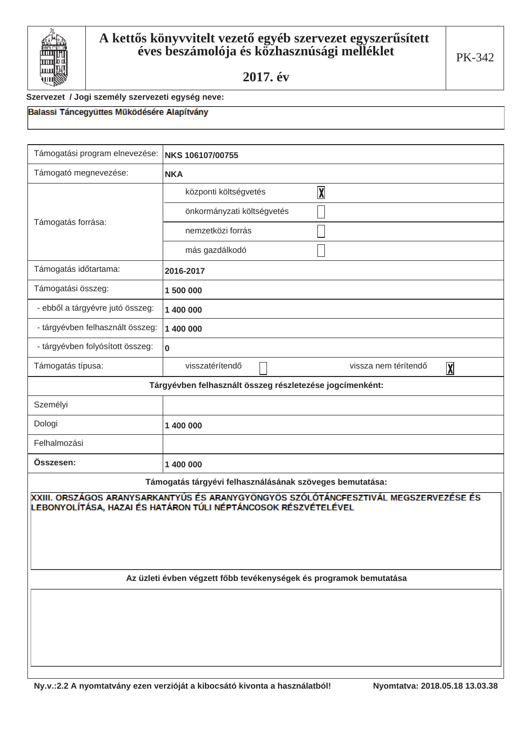| | A kettős könyvvitelt vezető egyéb szervezet egyszerűsített éves beszámolója és közhasznúsági melléklet<br><br>2017. év | PK-342 |
|---|---|---|

Szervezet / Jogi személy szervezeti egység neve:

Balassi Táncegyüttes Működésére Alapítvány

| Támogatási program elnevezése: | NKS 106107/00755 | |
|---|---|---|
| Támogató megnevezése: | NKA | |
| Támogatás forrása: | központi költségvetés | X |
| | önkormányzati költségvetés | |
| | nemzetközi forrás | |
| | más gazdálkodó | |
| Támogatás időtartama: | 2016-2017 | |
| Támogatási összeg: | 1 500 000 | |
| - ebből a tárgyévre jutó összeg: | 1 400 000 | |
| - tárgyévben felhasznált összeg: | 1 400 000 | |
| - tárgyévben folyósított összeg: | 0 | |
| Támogatás típusa: | visszatérítendő [ ] | vissza nem térítendő [X] |

**Tárgyévben felhasznált összeg részletezése jogcímenként:**

| Jogcím | Összeg |
|---|---|
| Személyi | |
| Dologi | 1 400 000 |
| Felhalmozási | |
| **Összesen:** | 1 400 000 |

**Támogatás tárgyévi felhasználásának szöveges bemutatása:**

XXIII. ORSZÁGOS ARANYSARKANTYÚS ÉS ARANYGYÖNGYÖS SZÓLÓTÁNCFESZTIVÁL MEGSZERVEZÉSE ÉS LEBONYOLÍTÁSA, HAZAI ÉS HATÁRON TÚLI NÉPTÁNCOSOK RÉSZVÉTELÉVEL

**Az üzleti évben végzett főbb tevékenységek és programok bemutatása**

Ny.v.:2.2 A nyomtatvány ezen verzióját a kibocsátó kivonta a használatból! Nyomtatva: 2018.05.18 13.03.38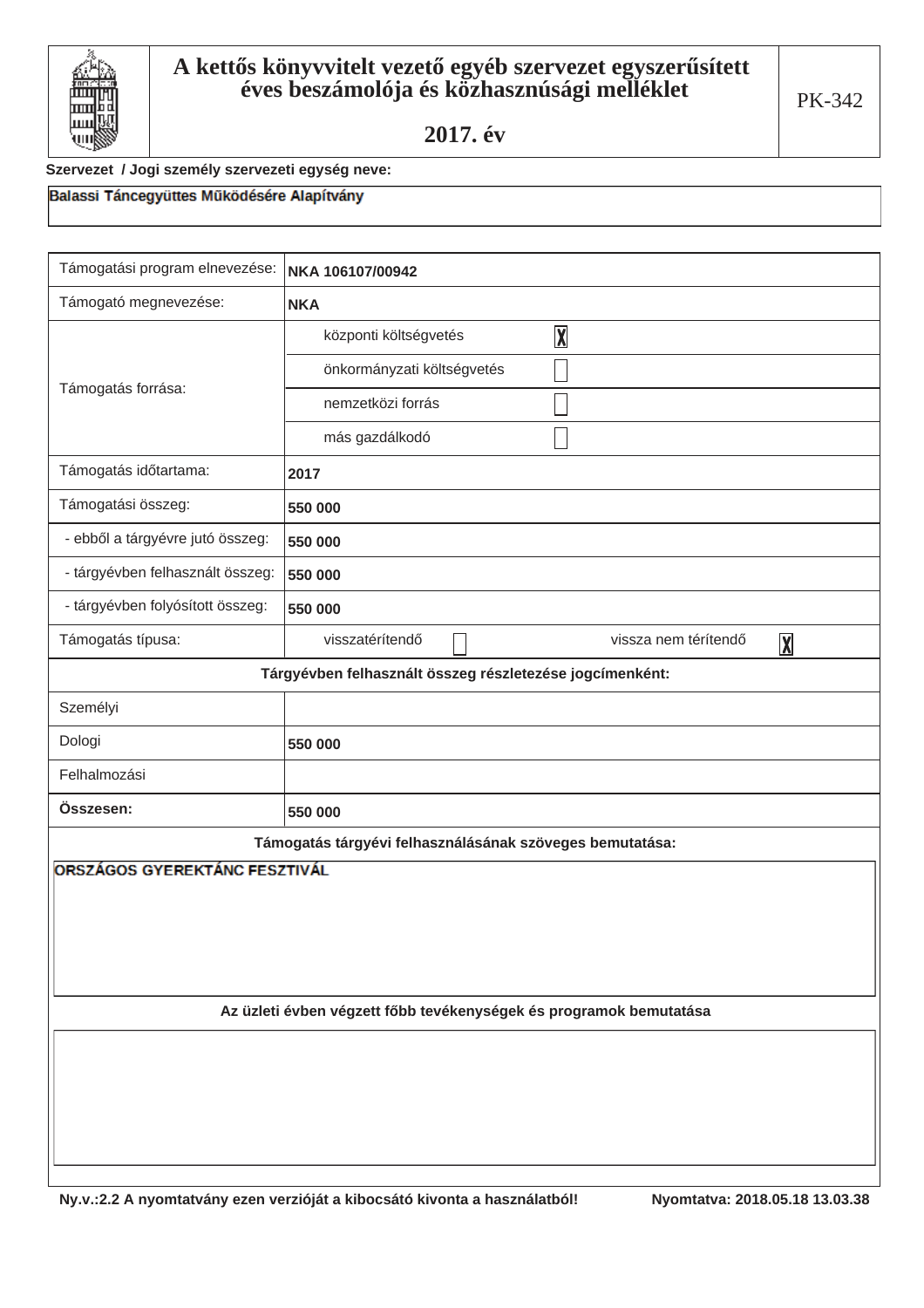# A kettős könyvvitelt vezető egyéb szervezet egyszerűsített éves beszámolója és közhasznúsági melléklet

## 2017. év

PK-342

**Szervezet / Jogi személy szervezeti egység neve:**

Balassi Táncegyüttes Működésére Alapítvány

| Támogatási program elnevezése: | NKA 106107/00942 | |
|---|---|---|
| Támogató megnevezése: | NKA | |
| Támogatás forrása: | központi költségvetés | X |
| | önkormányzati költségvetés | |
| | nemzetközi forrás | |
| | más gazdálkodó | |
| Támogatás időtartama: | 2017 | |
| Támogatási összeg: | 550 000 | |
| - ebből a tárgyévre jutó összeg: | 550 000 | |
| - tárgyévben felhasznált összeg: | 550 000 | |
| - tárgyévben folyósított összeg: | 550 000 | |
| Támogatás típusa: | visszatérítendő [ ] | vissza nem térítendő [X] |

**Tárgyévben felhasznált összeg részletezése jogcímenként:**

| Jogcím | Összeg |
|---|---|
| Személyi | |
| Dologi | 550 000 |
| Felhalmozási | |
| **Összesen:** | 550 000 |

**Támogatás tárgyévi felhasználásának szöveges bemutatása:**

ORSZÁGOS GYEREKTÁNC FESZTIVÁL

**Az üzleti évben végzett főbb tevékenységek és programok bemutatása**

Ny.v.:2.2 A nyomtatvány ezen verzióját a kibocsátó kivonta a használatból! Nyomtatva: 2018.05.18 13.03.38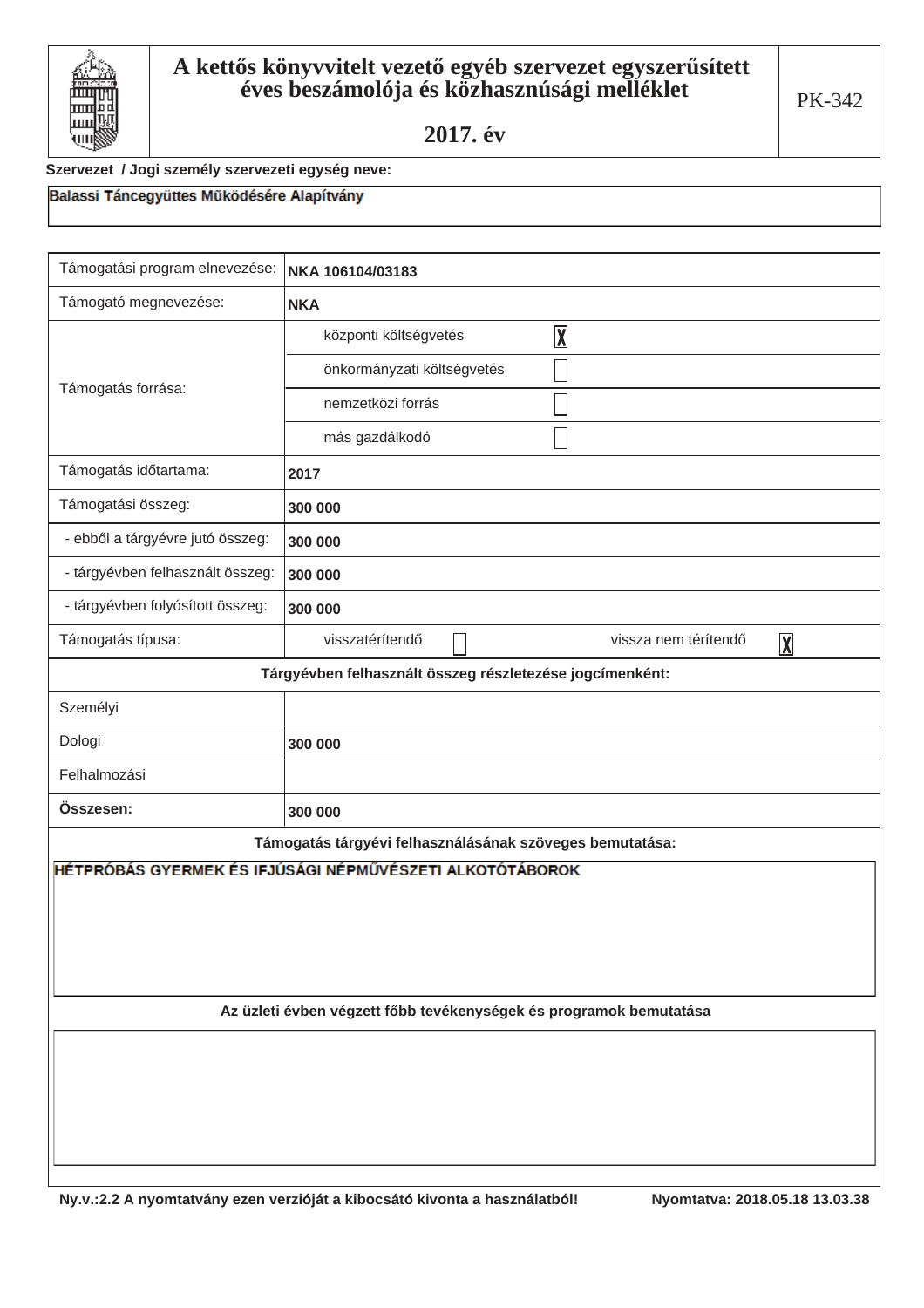# A kettős könyvvitelt vezető egyéb szervezet egyszerűsített éves beszámolója és közhasznúsági melléklet

## 2017. év

PK-342

**Szervezet / Jogi személy szervezeti egység neve:**

Balassi Táncegyüttes Működésére Alapítvány

| | |
|---|---|
| Támogatási program elnevezése: | **NKA 106104/03183** |
| Támogató megnevezése: | **NKA** |
| Támogatás forrása: | központi költségvetés [X] |
| | önkormányzati költségvetés [ ] |
| | nemzetközi forrás [ ] |
| | más gazdálkodó [ ] |
| Támogatás időtartama: | **2017** |
| Támogatási összeg: | **300 000** |
| - ebből a tárgyévre jutó összeg: | **300 000** |
| - tárgyévben felhasznált összeg: | **300 000** |
| - tárgyévben folyósított összeg: | **300 000** |
| Támogatás típusa: | visszatérítendő [ ] vissza nem térítendő [X] |
| **Tárgyévben felhasznált összeg részletezése jogcímenként:** | |
| Személyi | |
| Dologi | **300 000** |
| Felhalmozási | |
| **Összesen:** | **300 000** |

**Támogatás tárgyévi felhasználásának szöveges bemutatása:**

HÉTPRÓBÁS GYERMEK ÉS IFJÚSÁGI NÉPMŰVÉSZETI ALKOTÓTÁBOROK

**Az üzleti évben végzett főbb tevékenységek és programok bemutatása**

Ny.v.:2.2 A nyomtatvány ezen verzióját a kibocsátó kivonta a használatból! Nyomtatva: 2018.05.18 13.03.38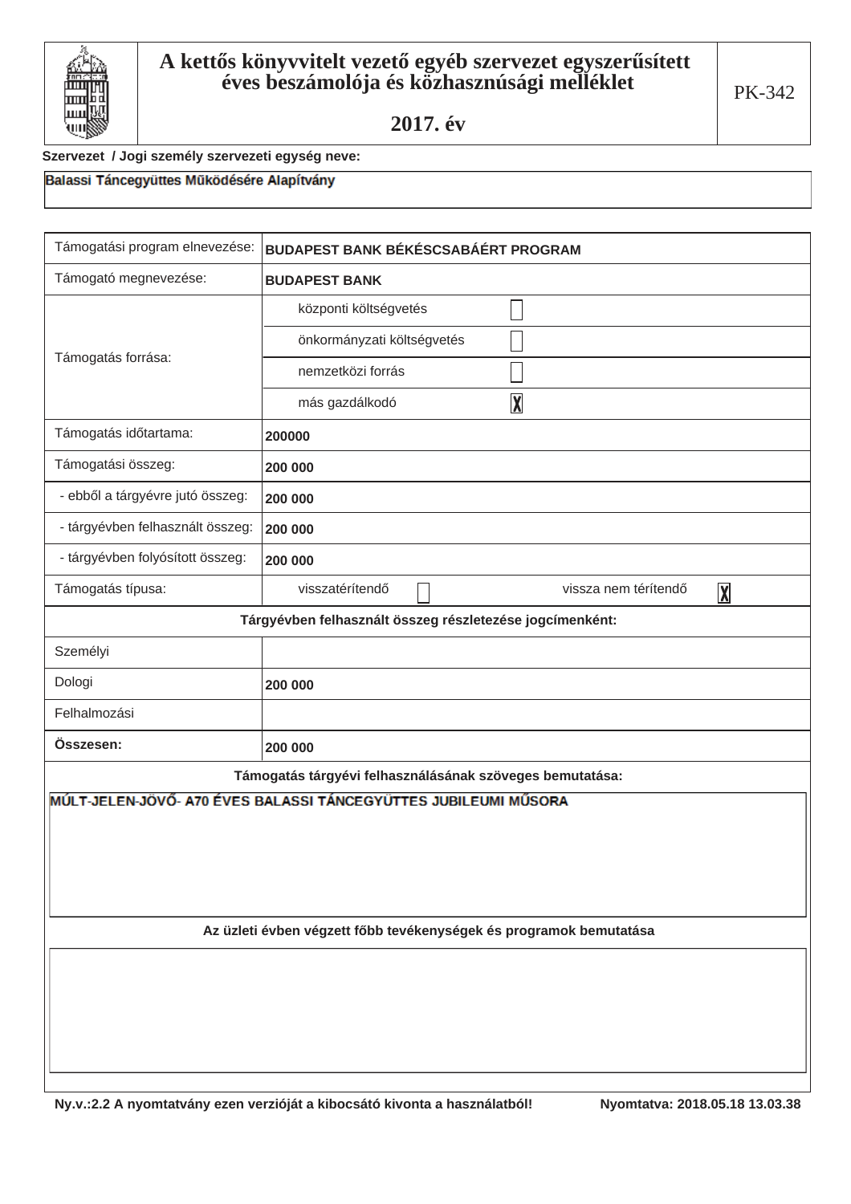# A kettős könyvvitelt vezető egyéb szervezet egyszerűsített éves beszámolója és közhasznúsági melléklet

## 2017. év

PK-342

**Szervezet / Jogi személy szervezeti egység neve:**

Balassi Táncegyüttes Működésére Alapítvány

| Támogatási program elnevezése: | BUDAPEST BANK BÉKÉSCSABÁÉRT PROGRAM | | |
|---|---|---|---|
| Támogató megnevezése: | BUDAPEST BANK | | |
| Támogatás forrása: | központi költségvetés | ☐ | |
| | önkormányzati költségvetés | ☐ | |
| | nemzetközi forrás | ☐ | |
| | más gazdálkodó | ☒ | |
| Támogatás időtartama: | 200000 | | |
| Támogatási összeg: | 200 000 | | |
| - ebből a tárgyévre jutó összeg: | 200 000 | | |
| - tárgyévben felhasznált összeg: | 200 000 | | |
| - tárgyévben folyósított összeg: | 200 000 | | |
| Támogatás típusa: | visszatérítendő ☐ | vissza nem térítendő ☒ | |

**Tárgyévben felhasznált összeg részletezése jogcímenként:**

| | |
|---|---|
| Személyi | |
| Dologi | 200 000 |
| Felhalmozási | |
| **Összesen:** | 200 000 |

**Támogatás tárgyévi felhasználásának szöveges bemutatása:**

MÚLT-JELEN-JÖVŐ- A70 ÉVES BALASSI TÁNCEGYÜTTES JUBILEUMI MŰSORA

**Az üzleti évben végzett főbb tevékenységek és programok bemutatása**

**Ny.v.:2.2 A nyomtatvány ezen verzióját a kibocsátó kivonta a használatból!** **Nyomtatva: 2018.05.18 13.03.38**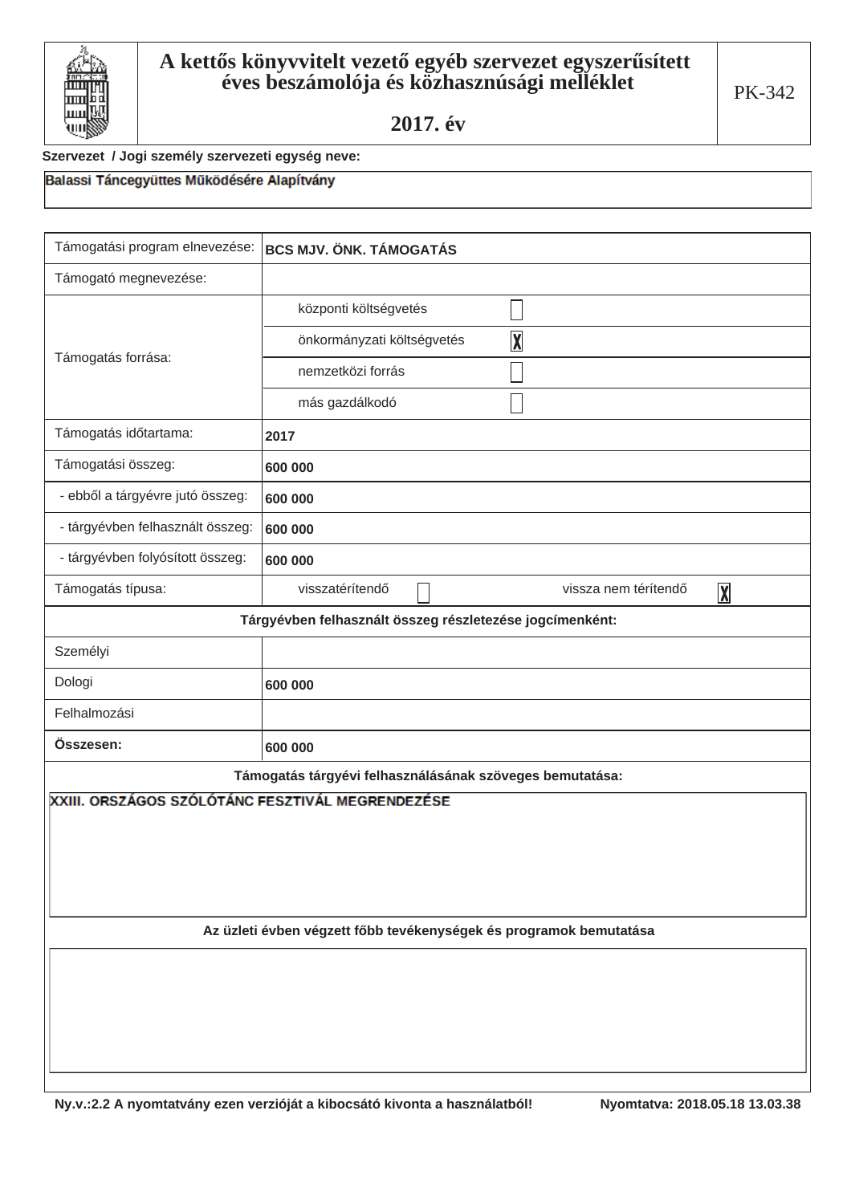# A kettős könyvvitelt vezető egyéb szervezet egyszerűsített éves beszámolója és közhasznúsági melléklet

## 2017. év

PK-342

**Szervezet / Jogi személy szervezeti egység neve:**

Balassi Táncegyüttes Működésére Alapítvány

| Támogatási program elnevezése: | BCS MJV. ÖNK. TÁMOGATÁS | |
|---|---|---|
| Támogató megnevezése: | | |
| Támogatás forrása: | központi költségvetés | ☐ |
| | önkormányzati költségvetés | ☒ |
| | nemzetközi forrás | ☐ |
| | más gazdálkodó | ☐ |
| Támogatás időtartama: | 2017 | |
| Támogatási összeg: | 600 000 | |
| - ebből a tárgyévre jutó összeg: | 600 000 | |
| - tárgyévben felhasznált összeg: | 600 000 | |
| - tárgyévben folyósított összeg: | 600 000 | |
| Támogatás típusa: | visszatérítendő ☐ | vissza nem térítendő ☒ |

**Tárgyévben felhasznált összeg részletezése jogcímenként:**

| | |
|---|---|
| Személyi | |
| Dologi | 600 000 |
| Felhalmozási | |
| **Összesen:** | 600 000 |

**Támogatás tárgyévi felhasználásának szöveges bemutatása:**

XXIII. ORSZÁGOS SZÓLÓTÁNC FESZTIVÁL MEGRENDEZÉSE

**Az üzleti évben végzett főbb tevékenységek és programok bemutatása**

**Ny.v.:2.2 A nyomtatvány ezen verzióját a kibocsátó kivonta a használatból!** **Nyomtatva: 2018.05.18 13.03.38**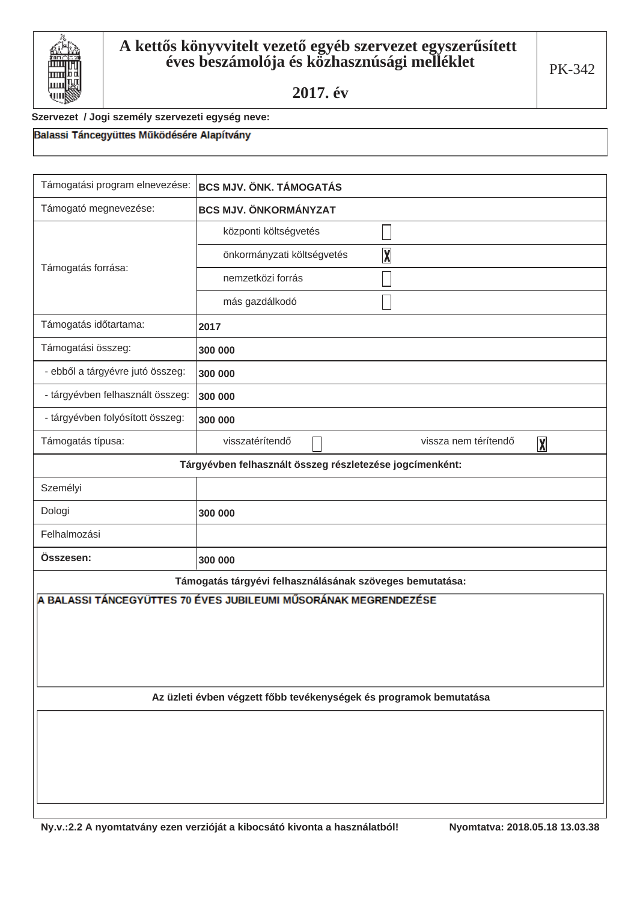# A kettős könyvvitelt vezető egyéb szervezet egyszerűsített éves beszámolója és közhasznúsági melléklet

## 2017. év

PK-342

**Szervezet / Jogi személy szervezeti egység neve:**

Balassi Táncegyüttes Működésére Alapítvány

| | | | |
|---|---|---|---|
| Támogatási program elnevezése: | **BCS MJV. ÖNK. TÁMOGATÁS** | | |
| Támogató megnevezése: | **BCS MJV. ÖNKORMÁNYZAT** | | |
| Támogatás forrása: | központi költségvetés | ☐ | |
| | önkormányzati költségvetés | ☒ | |
| | nemzetközi forrás | ☐ | |
| | más gazdálkodó | ☐ | |
| Támogatás időtartama: | **2017** | | |
| Támogatási összeg: | **300 000** | | |
| - ebből a tárgyévre jutó összeg: | **300 000** | | |
| - tárgyévben felhasznált összeg: | **300 000** | | |
| - tárgyévben folyósított összeg: | **300 000** | | |
| Támogatás típusa: | visszatérítendő ☐ | vissza nem térítendő ☒ | |
| **Tárgyévben felhasznált összeg részletezése jogcímenként:** | | | |
| Személyi | | | |
| Dologi | **300 000** | | |
| Felhalmozási | | | |
| **Összesen:** | **300 000** | | |

**Támogatás tárgyévi felhasználásának szöveges bemutatása:**

A BALASSI TÁNCEGYÜTTES 70 ÉVES JUBILEUMI MŰSORÁNAK MEGRENDEZÉSE

**Az üzleti évben végzett főbb tevékenységek és programok bemutatása**

**Ny.v.:2.2 A nyomtatvány ezen verzióját a kibocsátó kivonta a használatból!** **Nyomtatva: 2018.05.18 13.03.38**